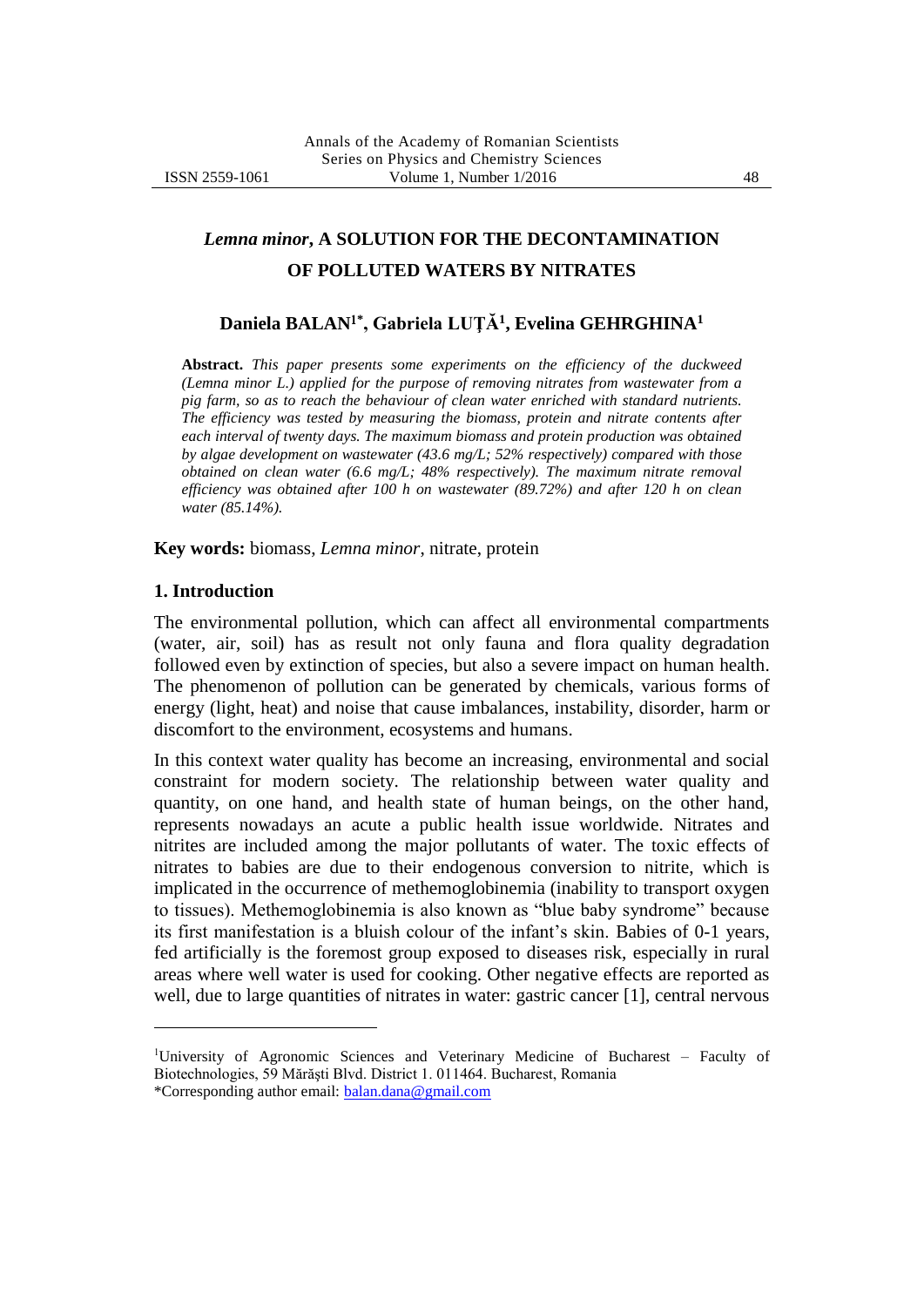# *Lemna minor*, A SOLUTION FOR THE DECONTAMINATION OF POLLUTED WATERS BY NITRATES

**Daniela BALAN[1*], Gabriela LUȚĂ[1], Evelina GEHRGHINA[1]**

**Abstract.** *This paper presents some experiments on the efficiency of the duckweed (Lemna minor L.) applied for the purpose of removing nitrates from wastewater from a pig farm, so as to reach the behaviour of clean water enriched with standard nutrients. The efficiency was tested by measuring the biomass, protein and nitrate contents after each interval of twenty days. The maximum biomass and protein production was obtained by algae development on wastewater (43.6 mg/L; 52% respectively) compared with those obtained on clean water (6.6 mg/L; 48% respectively). The maximum nitrate removal efficiency was obtained after 100 h on wastewater (89.72%) and after 120 h on clean water (85.14%).*

**Key words:** biomass, *Lemna minor*, nitrate, protein

## 1. Introduction

The environmental pollution, which can affect all environmental compartments (water, air, soil) has as result not only fauna and flora quality degradation followed even by extinction of species, but also a severe impact on human health. The phenomenon of pollution can be generated by chemicals, various forms of energy (light, heat) and noise that cause imbalances, instability, disorder, harm or discomfort to the environment, ecosystems and humans.

In this context water quality has become an increasing, environmental and social constraint for modern society. The relationship between water quality and quantity, on one hand, and health state of human beings, on the other hand, represents nowadays an acute a public health issue worldwide. Nitrates and nitrites are included among the major pollutants of water. The toxic effects of nitrates to babies are due to their endogenous conversion to nitrite, which is implicated in the occurrence of methemoglobinemia (inability to transport oxygen to tissues). Methemoglobinemia is also known as "blue baby syndrome" because its first manifestation is a bluish colour of the infant's skin. Babies of 0-1 years, fed artificially is the foremost group exposed to diseases risk, especially in rural areas where well water is used for cooking. Other negative effects are reported as well, due to large quantities of nitrates in water: gastric cancer [1], central nervous

---

[1]University of Agronomic Sciences and Veterinary Medicine of Bucharest – Faculty of Biotechnologies, 59 Mărăști Blvd. District 1. 011464. Bucharest, Romania

*Corresponding author email: balan.dana@gmail.com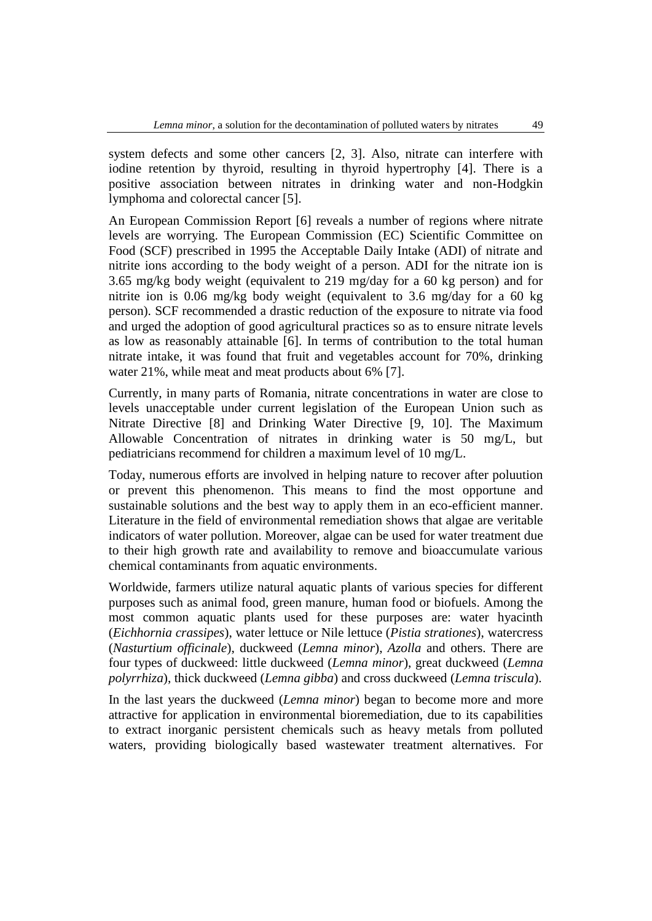system defects and some other cancers [2, 3]. Also, nitrate can interfere with iodine retention by thyroid, resulting in thyroid hypertrophy [4]. There is a positive association between nitrates in drinking water and non-Hodgkin lymphoma and colorectal cancer [5].

An European Commission Report [6] reveals a number of regions where nitrate levels are worrying. The European Commission (EC) Scientific Committee on Food (SCF) prescribed in 1995 the Acceptable Daily Intake (ADI) of nitrate and nitrite ions according to the body weight of a person. ADI for the nitrate ion is 3.65 mg/kg body weight (equivalent to 219 mg/day for a 60 kg person) and for nitrite ion is 0.06 mg/kg body weight (equivalent to 3.6 mg/day for a 60 kg person). SCF recommended a drastic reduction of the exposure to nitrate via food and urged the adoption of good agricultural practices so as to ensure nitrate levels as low as reasonably attainable [6]. In terms of contribution to the total human nitrate intake, it was found that fruit and vegetables account for 70%, drinking water 21%, while meat and meat products about 6% [7].

Currently, in many parts of Romania, nitrate concentrations in water are close to levels unacceptable under current legislation of the European Union such as Nitrate Directive [8] and Drinking Water Directive [9, 10]. The Maximum Allowable Concentration of nitrates in drinking water is 50 mg/L, but pediatricians recommend for children a maximum level of 10 mg/L.

Today, numerous efforts are involved in helping nature to recover after poluution or prevent this phenomenon. This means to find the most opportune and sustainable solutions and the best way to apply them in an eco-efficient manner. Literature in the field of environmental remediation shows that algae are veritable indicators of water pollution. Moreover, algae can be used for water treatment due to their high growth rate and availability to remove and bioaccumulate various chemical contaminants from aquatic environments.

Worldwide, farmers utilize natural aquatic plants of various species for different purposes such as animal food, green manure, human food or biofuels. Among the most common aquatic plants used for these purposes are: water hyacinth (*Eichhornia crassipes*), water lettuce or Nile lettuce (*Pistia strationes*), watercress (*Nasturtium officinale*), duckweed (*Lemna minor*), *Azolla* and others. There are four types of duckweed: little duckweed (*Lemna minor*), great duckweed (*Lemna polyrrhiza*), thick duckweed (*Lemna gibba*) and cross duckweed (*Lemna triscula*).

In the last years the duckweed (*Lemna minor*) began to become more and more attractive for application in environmental bioremediation, due to its capabilities to extract inorganic persistent chemicals such as heavy metals from polluted waters, providing biologically based wastewater treatment alternatives. For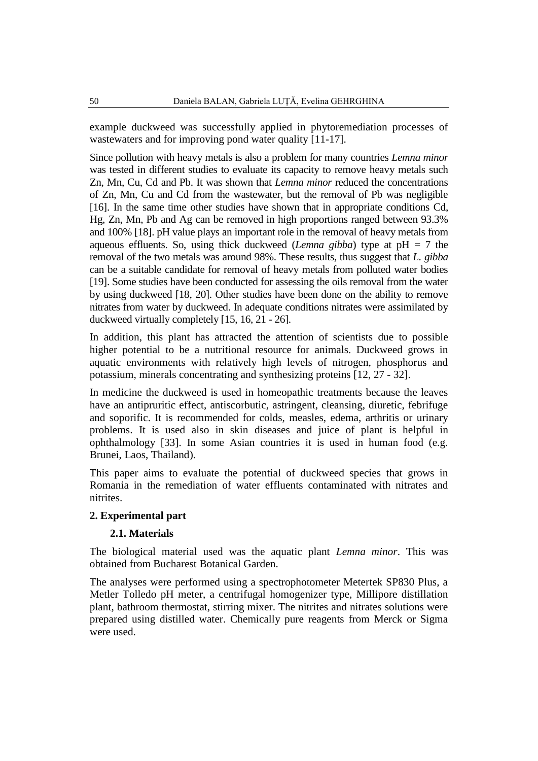example duckweed was successfully applied in phytoremediation processes of wastewaters and for improving pond water quality [11-17].

Since pollution with heavy metals is also a problem for many countries *Lemna minor* was tested in different studies to evaluate its capacity to remove heavy metals such Zn, Mn, Cu, Cd and Pb. It was shown that *Lemna minor* reduced the concentrations of Zn, Mn, Cu and Cd from the wastewater, but the removal of Pb was negligible [16]. In the same time other studies have shown that in appropriate conditions Cd, Hg, Zn, Mn, Pb and Ag can be removed in high proportions ranged between 93.3% and 100% [18]. pH value plays an important role in the removal of heavy metals from aqueous effluents. So, using thick duckweed (*Lemna gibba*) type at pH = 7 the removal of the two metals was around 98%. These results, thus suggest that *L. gibba* can be a suitable candidate for removal of heavy metals from polluted water bodies [19]. Some studies have been conducted for assessing the oils removal from the water by using duckweed [18, 20]. Other studies have been done on the ability to remove nitrates from water by duckweed. In adequate conditions nitrates were assimilated by duckweed virtually completely [15, 16, 21 - 26].

In addition, this plant has attracted the attention of scientists due to possible higher potential to be a nutritional resource for animals. Duckweed grows in aquatic environments with relatively high levels of nitrogen, phosphorus and potassium, minerals concentrating and synthesizing proteins [12, 27 - 32].

In medicine the duckweed is used in homeopathic treatments because the leaves have an antipruritic effect, antiscorbutic, astringent, cleansing, diuretic, febrifuge and soporific. It is recommended for colds, measles, edema, arthritis or urinary problems. It is used also in skin diseases and juice of plant is helpful in ophthalmology [33]. In some Asian countries it is used in human food (e.g. Brunei, Laos, Thailand).

This paper aims to evaluate the potential of duckweed species that grows in Romania in the remediation of water effluents contaminated with nitrates and nitrites.

## 2. Experimental part

### 2.1. Materials

The biological material used was the aquatic plant *Lemna minor*. This was obtained from Bucharest Botanical Garden.

The analyses were performed using a spectrophotometer Metertek SP830 Plus, a Metler Tolledo pH meter, a centrifugal homogenizer type, Millipore distillation plant, bathroom thermostat, stirring mixer. The nitrites and nitrates solutions were prepared using distilled water. Chemically pure reagents from Merck or Sigma were used.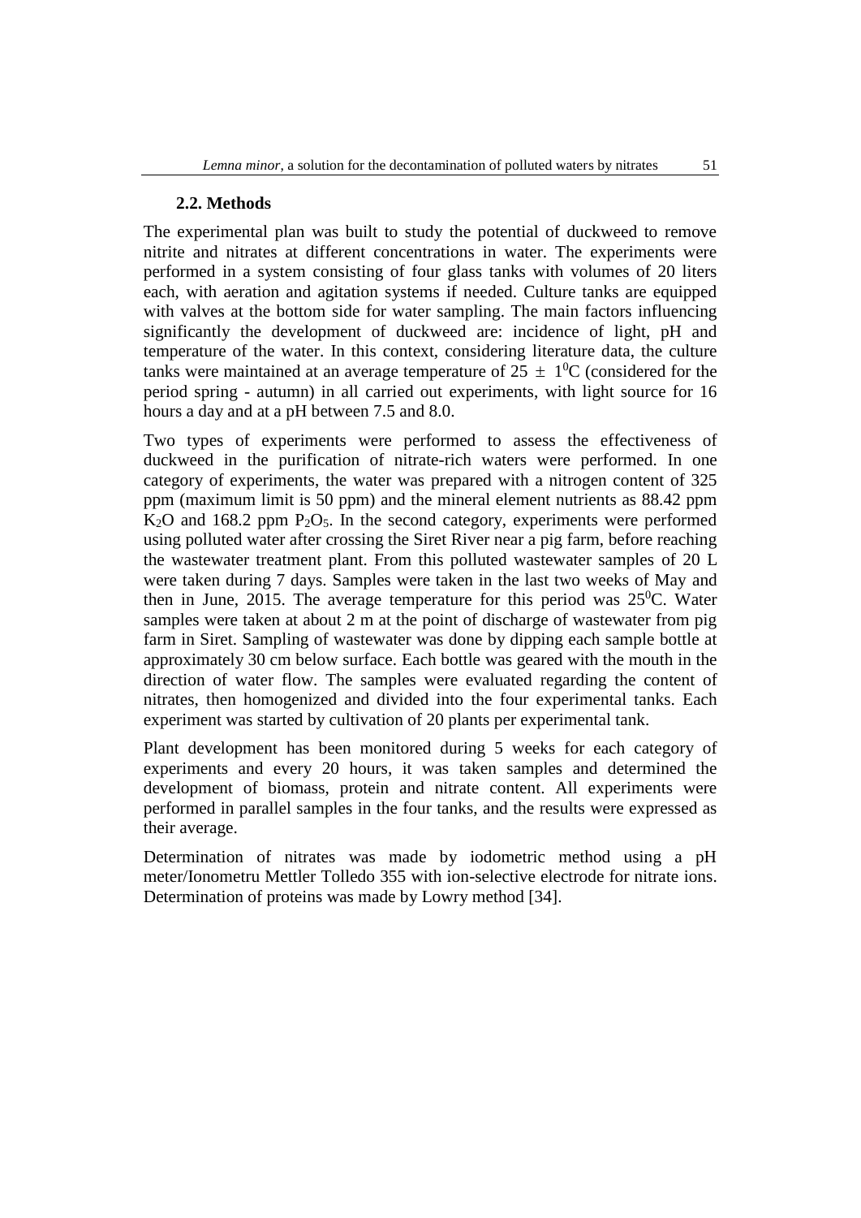### 2.2. Methods

The experimental plan was built to study the potential of duckweed to remove nitrite and nitrates at different concentrations in water. The experiments were performed in a system consisting of four glass tanks with volumes of 20 liters each, with aeration and agitation systems if needed. Culture tanks are equipped with valves at the bottom side for water sampling. The main factors influencing significantly the development of duckweed are: incidence of light, pH and temperature of the water. In this context, considering literature data, the culture tanks were maintained at an average temperature of $25 \pm 1^0$C (considered for the period spring - autumn) in all carried out experiments, with light source for 16 hours a day and at a pH between 7.5 and 8.0.

Two types of experiments were performed to assess the effectiveness of duckweed in the purification of nitrate-rich waters were performed. In one category of experiments, the water was prepared with a nitrogen content of 325 ppm (maximum limit is 50 ppm) and the mineral element nutrients as 88.42 ppm $K_2O$ and 168.2 ppm $P_2O_5$. In the second category, experiments were performed using polluted water after crossing the Siret River near a pig farm, before reaching the wastewater treatment plant. From this polluted wastewater samples of 20 L were taken during 7 days. Samples were taken in the last two weeks of May and then in June, 2015. The average temperature for this period was $25^0$C. Water samples were taken at about 2 m at the point of discharge of wastewater from pig farm in Siret. Sampling of wastewater was done by dipping each sample bottle at approximately 30 cm below surface. Each bottle was geared with the mouth in the direction of water flow. The samples were evaluated regarding the content of nitrates, then homogenized and divided into the four experimental tanks. Each experiment was started by cultivation of 20 plants per experimental tank.

Plant development has been monitored during 5 weeks for each category of experiments and every 20 hours, it was taken samples and determined the development of biomass, protein and nitrate content. All experiments were performed in parallel samples in the four tanks, and the results were expressed as their average.

Determination of nitrates was made by iodometric method using a pH meter/Ionometru Mettler Tolledo 355 with ion-selective electrode for nitrate ions. Determination of proteins was made by Lowry method [34].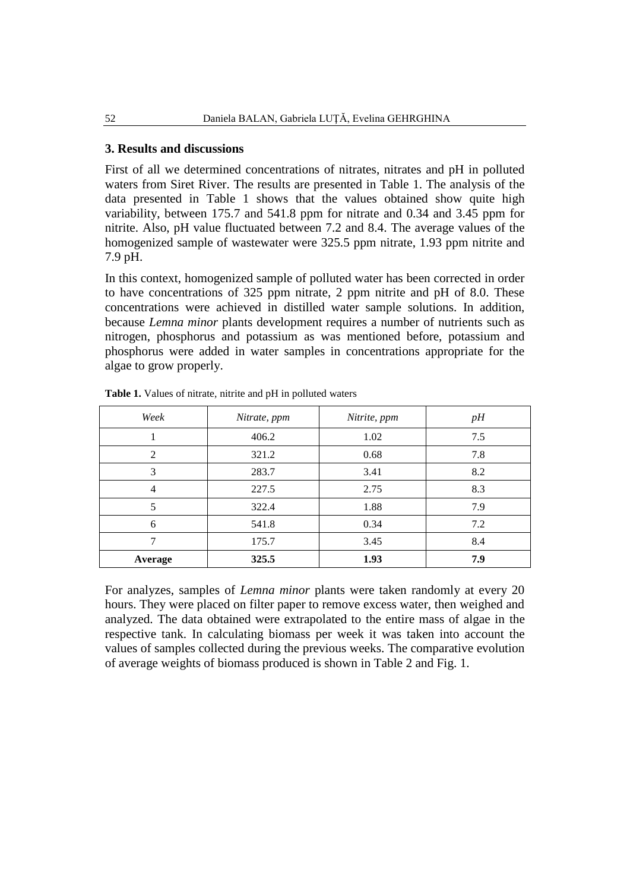## 3. Results and discussions

First of all we determined concentrations of nitrates, nitrates and pH in polluted waters from Siret River. The results are presented in Table 1. The analysis of the data presented in Table 1 shows that the values obtained show quite high variability, between 175.7 and 541.8 ppm for nitrate and 0.34 and 3.45 ppm for nitrite. Also, pH value fluctuated between 7.2 and 8.4. The average values of the homogenized sample of wastewater were 325.5 ppm nitrate, 1.93 ppm nitrite and 7.9 pH.

In this context, homogenized sample of polluted water has been corrected in order to have concentrations of 325 ppm nitrate, 2 ppm nitrite and pH of 8.0. These concentrations were achieved in distilled water sample solutions. In addition, because *Lemna minor* plants development requires a number of nutrients such as nitrogen, phosphorus and potassium as was mentioned before, potassium and phosphorus were added in water samples in concentrations appropriate for the algae to grow properly.

**Table 1.** Values of nitrate, nitrite and pH in polluted waters

| *Week* | *Nitrate, ppm* | *Nitrite, ppm* | *pH* |
|---|---|---|---|
| 1 | 406.2 | 1.02 | 7.5 |
| 2 | 321.2 | 0.68 | 7.8 |
| 3 | 283.7 | 3.41 | 8.2 |
| 4 | 227.5 | 2.75 | 8.3 |
| 5 | 322.4 | 1.88 | 7.9 |
| 6 | 541.8 | 0.34 | 7.2 |
| 7 | 175.7 | 3.45 | 8.4 |
| **Average** | **325.5** | **1.93** | **7.9** |

For analyzes, samples of *Lemna minor* plants were taken randomly at every 20 hours. They were placed on filter paper to remove excess water, then weighed and analyzed. The data obtained were extrapolated to the entire mass of algae in the respective tank. In calculating biomass per week it was taken into account the values of samples collected during the previous weeks. The comparative evolution of average weights of biomass produced is shown in Table 2 and Fig. 1.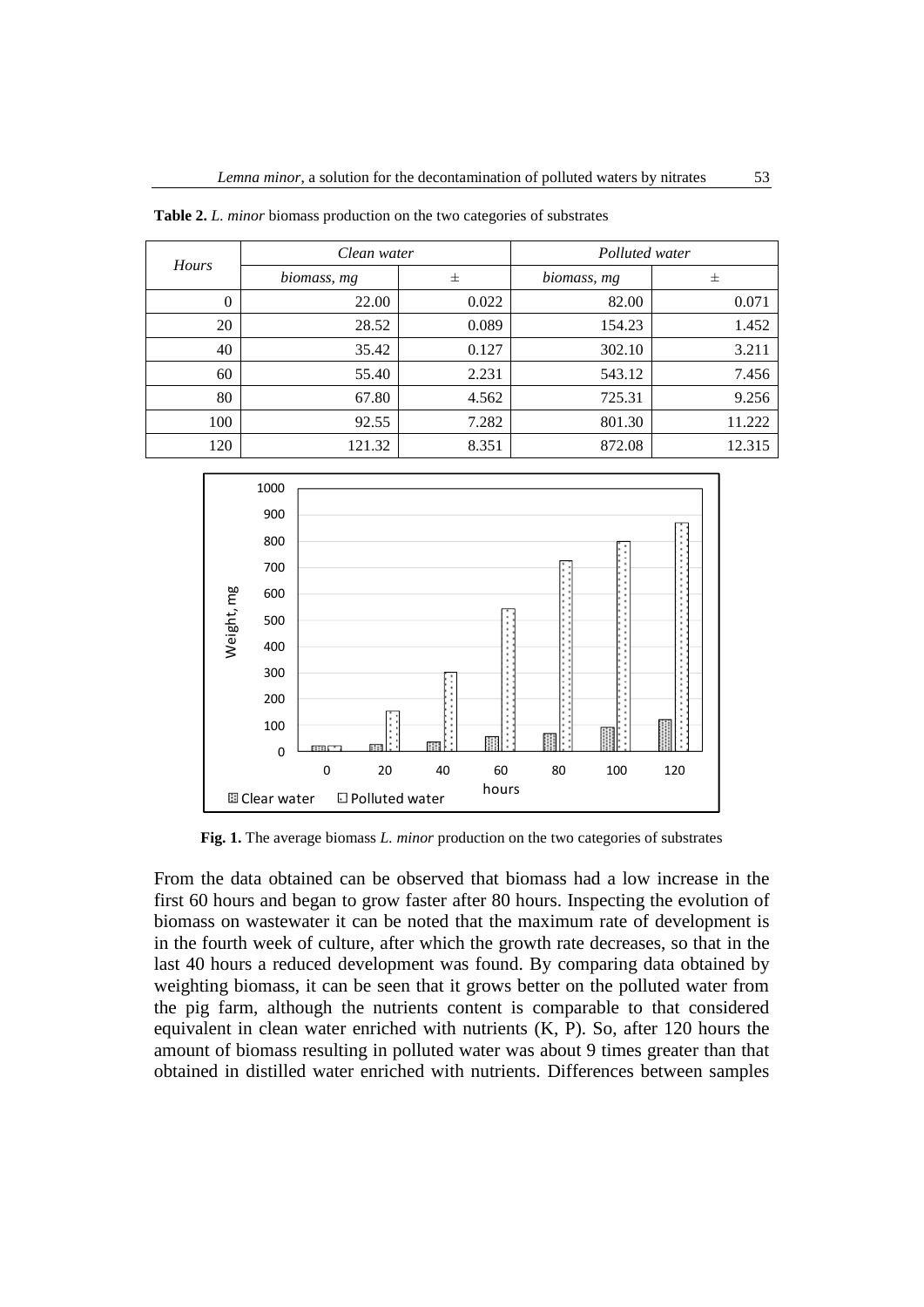**Table 2.** *L. minor* biomass production on the two categories of substrates

| *Hours* | *Clean water* | | *Polluted water* | |
|---|---|---|---|---|
| | *biomass, mg* | ± | *biomass, mg* | ± |
| 0 | 22.00 | 0.022 | 82.00 | 0.071 |
| 20 | 28.52 | 0.089 | 154.23 | 1.452 |
| 40 | 35.42 | 0.127 | 302.10 | 3.211 |
| 60 | 55.40 | 2.231 | 543.12 | 7.456 |
| 80 | 67.80 | 4.562 | 725.31 | 9.256 |
| 100 | 92.55 | 7.282 | 801.30 | 11.222 |
| 120 | 121.32 | 8.351 | 872.08 | 12.315 |

**Fig. 1.** The average biomass *L. minor* production on the two categories of substrates

From the data obtained can be observed that biomass had a low increase in the first 60 hours and began to grow faster after 80 hours. Inspecting the evolution of biomass on wastewater it can be noted that the maximum rate of development is in the fourth week of culture, after which the growth rate decreases, so that in the last 40 hours a reduced development was found. By comparing data obtained by weighting biomass, it can be seen that it grows better on the polluted water from the pig farm, although the nutrients content is comparable to that considered equivalent in clean water enriched with nutrients (K, P). So, after 120 hours the amount of biomass resulting in polluted water was about 9 times greater than that obtained in distilled water enriched with nutrients. Differences between samples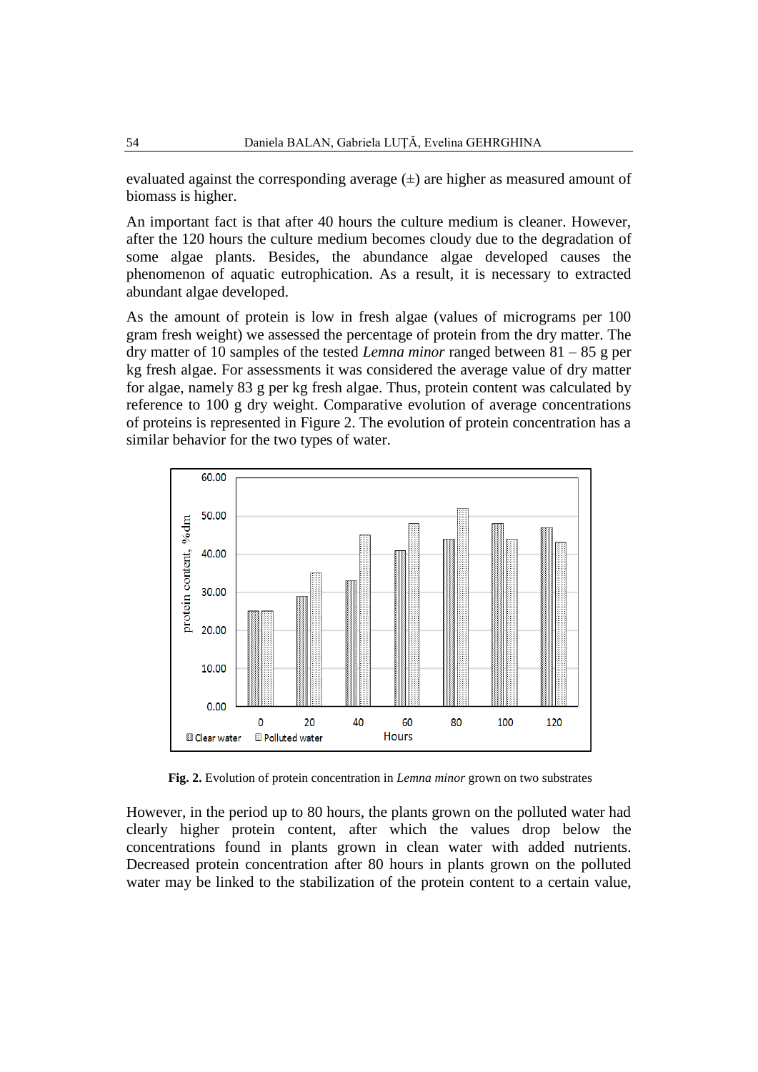evaluated against the corresponding average (±) are higher as measured amount of biomass is higher.

An important fact is that after 40 hours the culture medium is cleaner. However, after the 120 hours the culture medium becomes cloudy due to the degradation of some algae plants. Besides, the abundance algae developed causes the phenomenon of aquatic eutrophication. As a result, it is necessary to extracted abundant algae developed.

As the amount of protein is low in fresh algae (values of micrograms per 100 gram fresh weight) we assessed the percentage of protein from the dry matter. The dry matter of 10 samples of the tested *Lemna minor* ranged between 81 – 85 g per kg fresh algae. For assessments it was considered the average value of dry matter for algae, namely 83 g per kg fresh algae. Thus, protein content was calculated by reference to 100 g dry weight. Comparative evolution of average concentrations of proteins is represented in Figure 2. The evolution of protein concentration has a similar behavior for the two types of water.

**Fig. 2.** Evolution of protein concentration in *Lemna minor* grown on two substrates

However, in the period up to 80 hours, the plants grown on the polluted water had clearly higher protein content, after which the values drop below the concentrations found in plants grown in clean water with added nutrients. Decreased protein concentration after 80 hours in plants grown on the polluted water may be linked to the stabilization of the protein content to a certain value,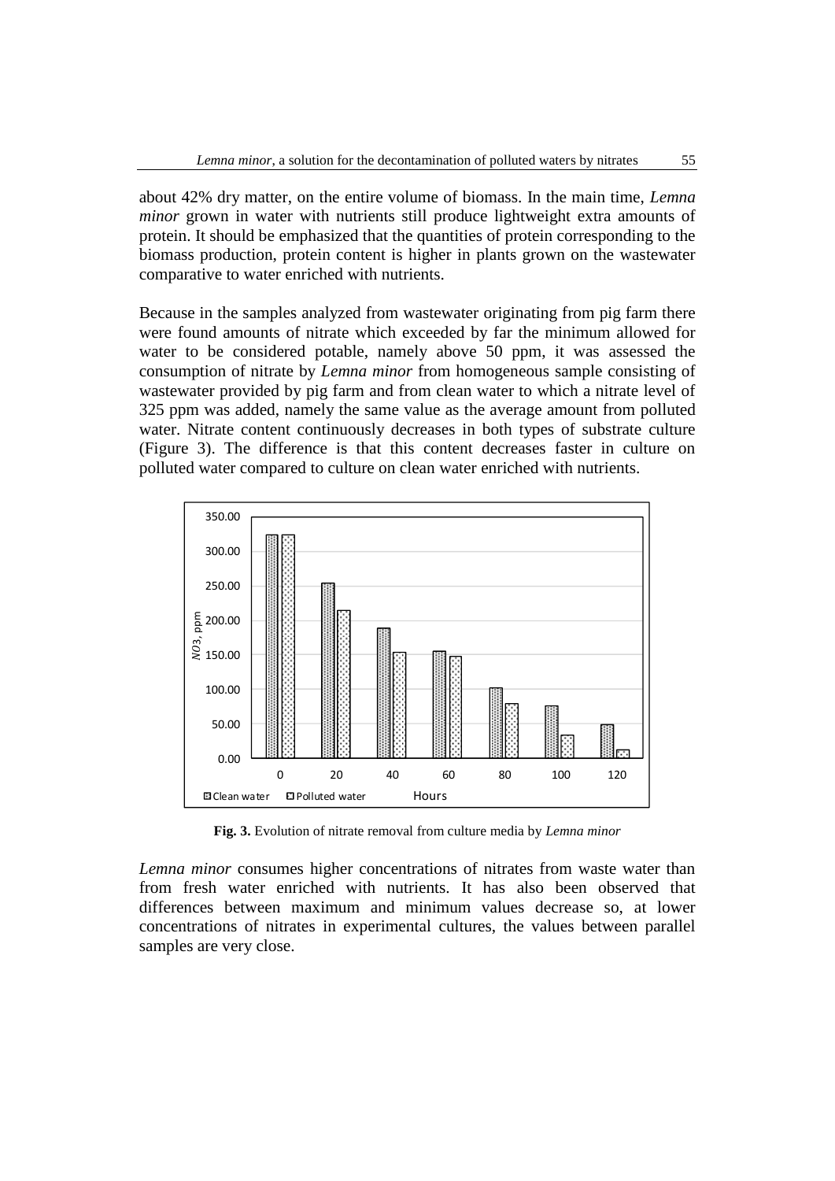about 42% dry matter, on the entire volume of biomass. In the main time, *Lemna minor* grown in water with nutrients still produce lightweight extra amounts of protein. It should be emphasized that the quantities of protein corresponding to the biomass production, protein content is higher in plants grown on the wastewater comparative to water enriched with nutrients.

Because in the samples analyzed from wastewater originating from pig farm there were found amounts of nitrate which exceeded by far the minimum allowed for water to be considered potable, namely above 50 ppm, it was assessed the consumption of nitrate by *Lemna minor* from homogeneous sample consisting of wastewater provided by pig farm and from clean water to which a nitrate level of 325 ppm was added, namely the same value as the average amount from polluted water. Nitrate content continuously decreases in both types of substrate culture (Figure 3). The difference is that this content decreases faster in culture on polluted water compared to culture on clean water enriched with nutrients.

**Fig. 3.** Evolution of nitrate removal from culture media by *Lemna minor*

*Lemna minor* consumes higher concentrations of nitrates from waste water than from fresh water enriched with nutrients. It has also been observed that differences between maximum and minimum values decrease so, at lower concentrations of nitrates in experimental cultures, the values between parallel samples are very close.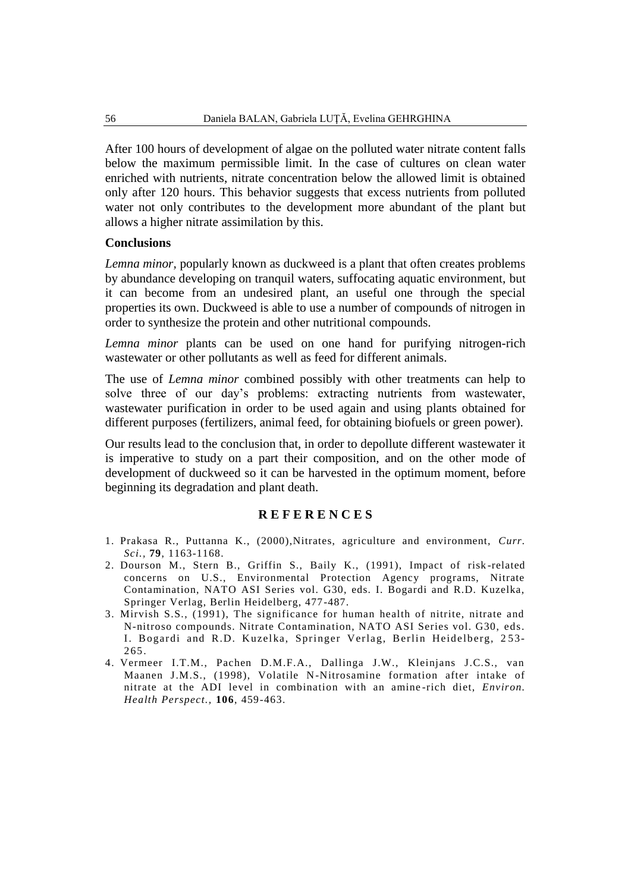After 100 hours of development of algae on the polluted water nitrate content falls below the maximum permissible limit. In the case of cultures on clean water enriched with nutrients, nitrate concentration below the allowed limit is obtained only after 120 hours. This behavior suggests that excess nutrients from polluted water not only contributes to the development more abundant of the plant but allows a higher nitrate assimilation by this.

## Conclusions

*Lemna minor*, popularly known as duckweed is a plant that often creates problems by abundance developing on tranquil waters, suffocating aquatic environment, but it can become from an undesired plant, an useful one through the special properties its own. Duckweed is able to use a number of compounds of nitrogen in order to synthesize the protein and other nutritional compounds.

*Lemna minor* plants can be used on one hand for purifying nitrogen-rich wastewater or other pollutants as well as feed for different animals.

The use of *Lemna minor* combined possibly with other treatments can help to solve three of our day's problems: extracting nutrients from wastewater, wastewater purification in order to be used again and using plants obtained for different purposes (fertilizers, animal feed, for obtaining biofuels or green power).

Our results lead to the conclusion that, in order to depollute different wastewater it is imperative to study on a part their composition, and on the other mode of development of duckweed so it can be harvested in the optimum moment, before beginning its degradation and plant death.

## REFERENCES

1. Prakasa R., Puttanna K., (2000),Nitrates, agriculture and environment, *Curr. Sci.*, **79**, 1163-1168.
2. Dourson M., Stern B., Griffin S., Baily K., (1991), Impact of risk-related concerns on U.S., Environmental Protection Agency programs, Nitrate Contamination, NATO ASI Series vol. G30, eds. I. Bogardi and R.D. Kuzelka, Springer Verlag, Berlin Heidelberg, 477-487.
3. Mirvish S.S., (1991), The significance for human health of nitrite, nitrate and N-nitroso compounds. Nitrate Contamination, NATO ASI Series vol. G30, eds. I. Bogardi and R.D. Kuzelka, Springer Verlag, Berlin Heidelberg, 253-265.
4. Vermeer I.T.M., Pachen D.M.F.A., Dallinga J.W., Kleinjans J.C.S., van Maanen J.M.S., (1998), Volatile N-Nitrosamine formation after intake of nitrate at the ADI level in combination with an amine-rich diet, *Environ. Health Perspect.,* **106**, 459-463.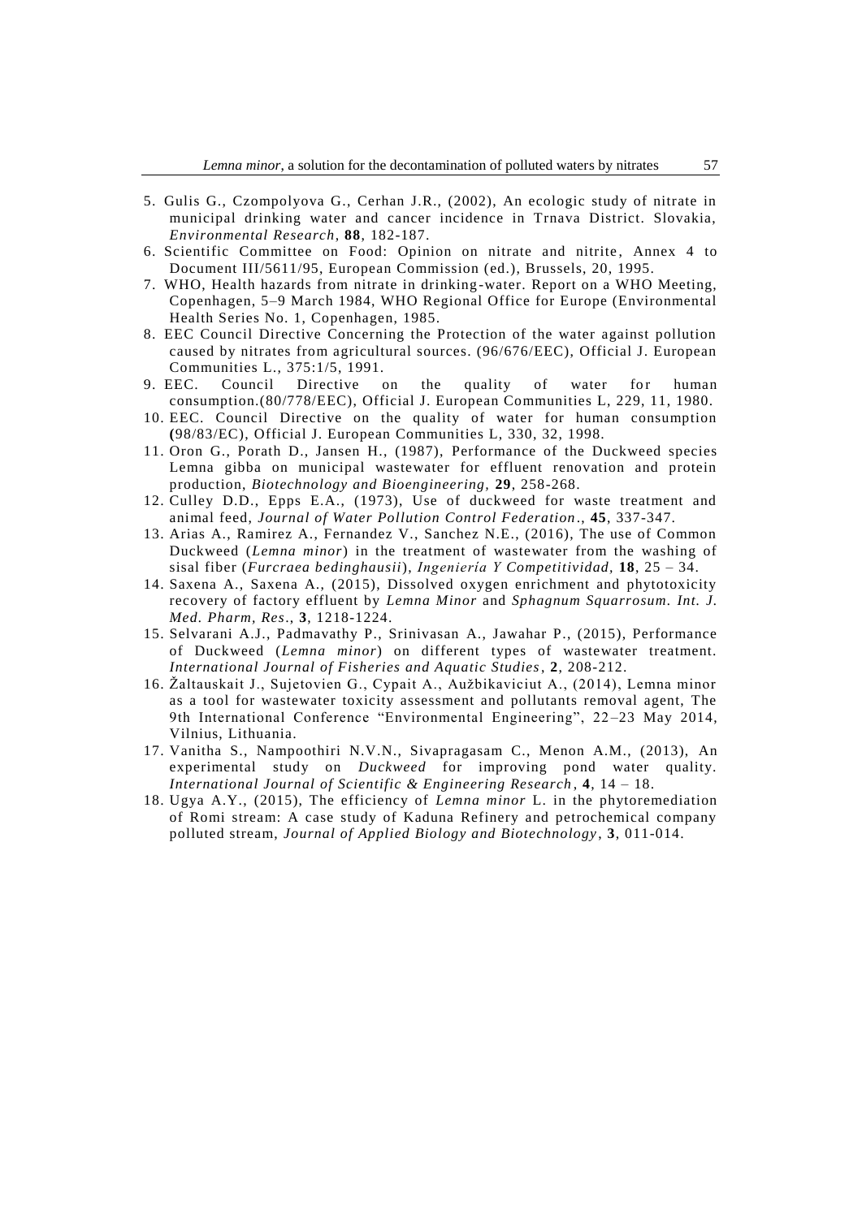5. Gulis G., Czompolyova G., Cerhan J.R., (2002), An ecologic study of nitrate in municipal drinking water and cancer incidence in Trnava District. Slovakia, *Environmental Research*, **88**, 182-187.
6. Scientific Committee on Food: Opinion on nitrate and nitrite, Annex 4 to Document III/5611/95, European Commission (ed.), Brussels, 20, 1995.
7. WHO, Health hazards from nitrate in drinking-water. Report on a WHO Meeting, Copenhagen, 5–9 March 1984, WHO Regional Office for Europe (Environmental Health Series No. 1, Copenhagen, 1985.
8. EEC Council Directive Concerning the Protection of the water against pollution caused by nitrates from agricultural sources. (96/676/EEC), Official J. European Communities L., 375:1/5, 1991.
9. EEC. Council Directive on the quality of water for human consumption.(80/778/EEC), Official J. European Communities L, 229, 11, 1980.
10. EEC. Council Directive on the quality of water for human consumption (98/83/EC), Official J. European Communities L, 330, 32, 1998.
11. Oron G., Porath D., Jansen H., (1987), Performance of the Duckweed species Lemna gibba on municipal wastewater for effluent renovation and protein production, *Biotechnology and Bioengineering*, **29**, 258-268.
12. Culley D.D., Epps E.A., (1973), Use of duckweed for waste treatment and animal feed, *Journal of Water Pollution Control Federation*., **45**, 337-347.
13. Arias A., Ramirez A., Fernandez V., Sanchez N.E., (2016), The use of Common Duckweed (*Lemna minor*) in the treatment of wastewater from the washing of sisal fiber (*Furcraea bedinghausii*), *Ingenieria Y Competitividad*, **18**, 25 – 34.
14. Saxena A., Saxena A., (2015), Dissolved oxygen enrichment and phytotoxicity recovery of factory effluent by *Lemna Minor* and *Sphagnum Squarrosum*. *Int. J. Med. Pharm, Res*., **3**, 1218-1224.
15. Selvarani A.J., Padmavathy P., Srinivasan A., Jawahar P., (2015), Performance of Duckweed (*Lemna minor*) on different types of wastewater treatment. *International Journal of Fisheries and Aquatic Studies*, **2**, 208-212.
16. Žaltauskait J., Sujetovien G., Cypait A., Aužbikaviciut A., (2014), Lemna minor as a tool for wastewater toxicity assessment and pollutants removal agent, The 9th International Conference "Environmental Engineering", 22–23 May 2014, Vilnius, Lithuania.
17. Vanitha S., Nampoothiri N.V.N., Sivapragasam C., Menon A.M., (2013), An experimental study on *Duckweed* for improving pond water quality. *International Journal of Scientific & Engineering Research*, **4**, 14 – 18.
18. Ugya A.Y., (2015), The efficiency of *Lemna minor* L. in the phytoremediation of Romi stream: A case study of Kaduna Refinery and petrochemical company polluted stream, *Journal of Applied Biology and Biotechnology*, **3**, 011-014.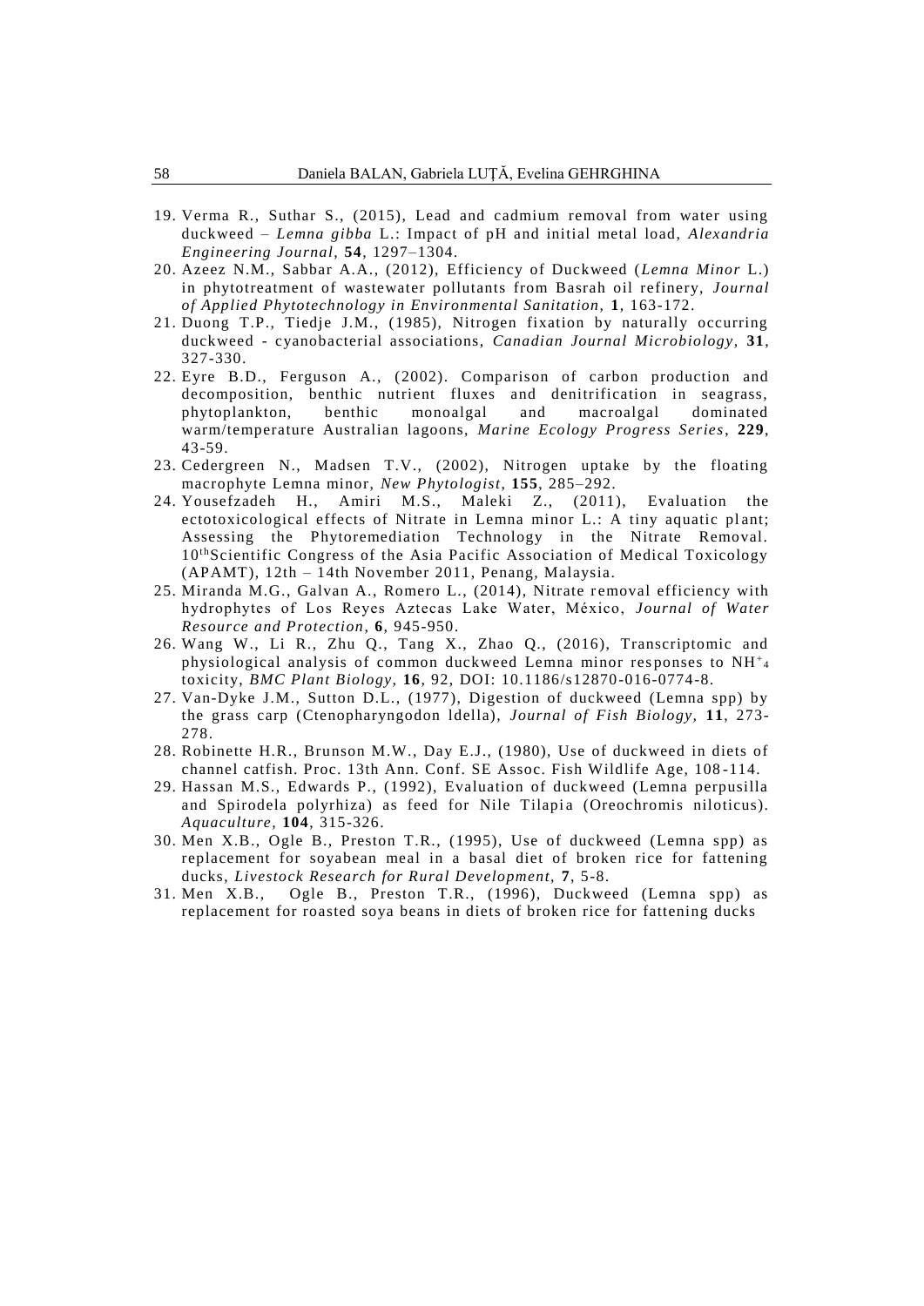19. Verma R., Suthar S., (2015), Lead and cadmium removal from water using duckweed – *Lemna gibba* L.: Impact of pH and initial metal load, *Alexandria Engineering Journal*, **54**, 1297–1304.
20. Azeez N.M., Sabbar A.A., (2012), Efficiency of Duckweed (*Lemna Minor* L.) in phytotreatment of wastewater pollutants from Basrah oil refinery, *Journal of Applied Phytotechnology in Environmental Sanitation,* **1**, 163-172.
21. Duong T.P., Tiedje J.M., (1985), Nitrogen fixation by naturally occurring duckweed - cyanobacterial associations, *Canadian Journal Microbiology,* **31**, 327-330.
22. Eyre B.D., Ferguson A., (2002). Comparison of carbon production and decomposition, benthic nutrient fluxes and denitrification in seagrass, phytoplankton, benthic monoalgal and macroalgal dominated warm/temperature Australian lagoons, *Marine Ecology Progress Series*, **229**, 43-59.
23. Cedergreen N., Madsen T.V., (2002), Nitrogen uptake by the floating macrophyte Lemna minor, *New Phytologist*, **155**, 285–292.
24. Yousefzadeh H., Amiri M.S., Maleki Z., (2011), Evaluation the ectotoxicological effects of Nitrate in Lemna minor L.: A tiny aquatic plant; Assessing the Phytoremediation Technology in the Nitrate Removal. 10thScientific Congress of the Asia Pacific Association of Medical Toxicology (APAMT), 12th – 14th November 2011, Penang, Malaysia.
25. Miranda M.G., Galvan A., Romero L., (2014), Nitrate removal efficiency with hydrophytes of Los Reyes Aztecas Lake Water, México, *Journal of Water Resource and Protection*, **6**, 945-950.
26. Wang W., Li R., Zhu Q., Tang X., Zhao Q., (2016), Transcriptomic and physiological analysis of common duckweed Lemna minor responses to $NH^{+}_{4}$ toxicity, *BMC Plant Biology,* **16**, 92, DOI: 10.1186/s12870-016-0774-8.
27. Van-Dyke J.M., Sutton D.L., (1977), Digestion of duckweed (Lemna spp) by the grass carp (Ctenopharyngodon ldella), *Journal of Fish Biology,* **11**, 273-278.
28. Robinette H.R., Brunson M.W., Day E.J., (1980), Use of duckweed in diets of channel catfish. Proc. 13th Ann. Conf. SE Assoc. Fish Wildlife Age, 108-114.
29. Hassan M.S., Edwards P., (1992), Evaluation of duckweed (Lemna perpusilla and Spirodela polyrhiza) as feed for Nile Tilapia (Oreochromis niloticus). *Aquaculture,* **104**, 315-326.
30. Men X.B., Ogle B., Preston T.R., (1995), Use of duckweed (Lemna spp) as replacement for soyabean meal in a basal diet of broken rice for fattening ducks, *Livestock Research for Rural Development*, **7**, 5-8.
31. Men X.B., Ogle B., Preston T.R., (1996), Duckweed (Lemna spp) as replacement for roasted soya beans in diets of broken rice for fattening ducks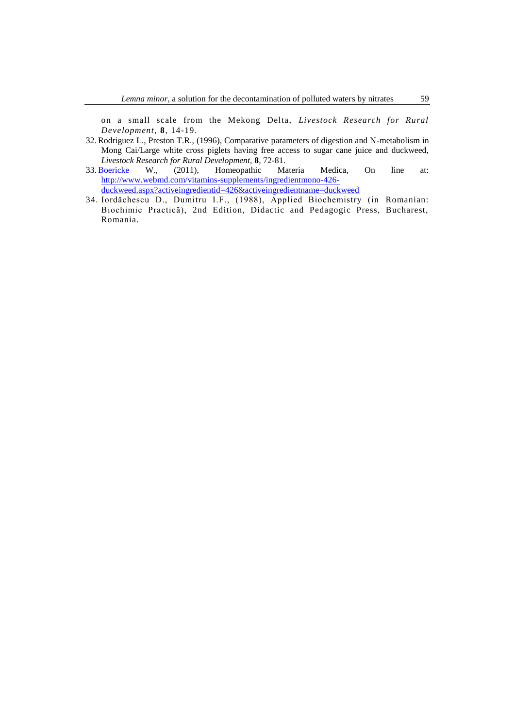on a small scale from the Mekong Delta, *Livestock Research for Rural Development*, **8**, 14-19.

32. Rodriguez L., Preston T.R., (1996), Comparative parameters of digestion and N-metabolism in Mong Cai/Large white cross piglets having free access to sugar cane juice and duckweed, *Livestock Research for Rural Development*, **8**, 72-81.
33. Boericke W., (2011), Homeopathic Materia Medica, On line at: http://www.webmd.com/vitamins-supplements/ingredientmono-426-duckweed.aspx?activeingredientid=426&activeingredientname=duckweed
34. Iordăchescu D., Dumitru I.F., (1988), Applied Biochemistry (in Romanian: Biochimie Practică), 2nd Edition, Didactic and Pedagogic Press, Bucharest, Romania.